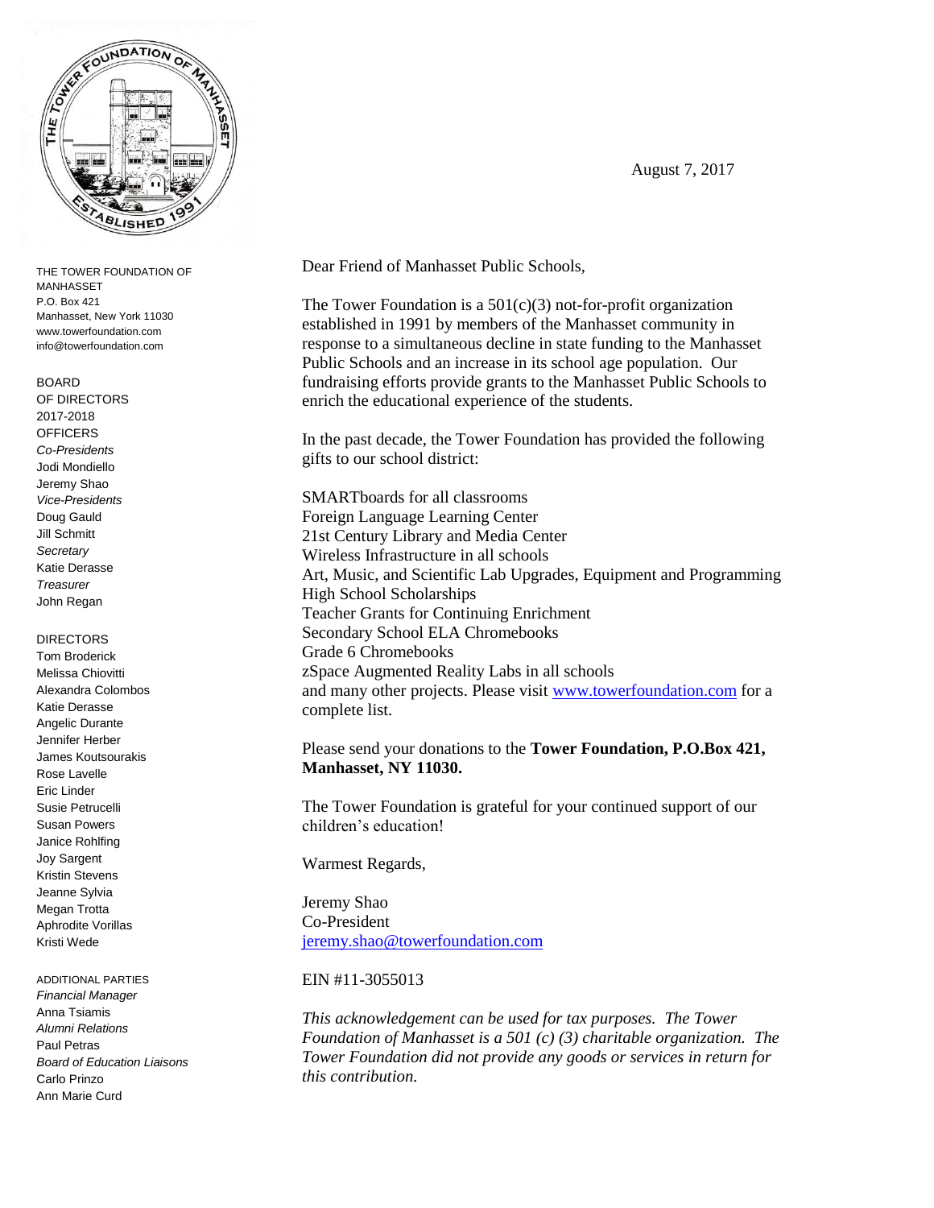THE TOWER FOUNDATION OF MANHASSET
P.O. Box 421
Manhasset, New York 11030
www.towerfoundation.com
info@towerfoundation.com

BOARD
OF DIRECTORS
2017-2018
OFFICERS
*Co-Presidents*
Jodi Mondiello
Jeremy Shao
*Vice-Presidents*
Doug Gauld
Jill Schmitt
*Secretary*
Katie Derasse
*Treasurer*
John Regan

DIRECTORS
Tom Broderick
Melissa Chiovitti
Alexandra Colombos
Katie Derasse
Angelic Durante
Jennifer Herber
James Koutsourakis
Rose Lavelle
Eric Linder
Susie Petrucelli
Susan Powers
Janice Rohlfing
Joy Sargent
Kristin Stevens
Jeanne Sylvia
Megan Trotta
Aphrodite Vorillas
Kristi Wede

ADDITIONAL PARTIES
*Financial Manager*
Anna Tsiamis
*Alumni Relations*
Paul Petras
*Board of Education Liaisons*
Carlo Prinzo
Ann Marie Curd

August 7, 2017

Dear Friend of Manhasset Public Schools,

The Tower Foundation is a 501(c)(3) not-for-profit organization established in 1991 by members of the Manhasset community in response to a simultaneous decline in state funding to the Manhasset Public Schools and an increase in its school age population. Our fundraising efforts provide grants to the Manhasset Public Schools to enrich the educational experience of the students.

In the past decade, the Tower Foundation has provided the following gifts to our school district:

SMARTboards for all classrooms
Foreign Language Learning Center
21st Century Library and Media Center
Wireless Infrastructure in all schools
Art, Music, and Scientific Lab Upgrades, Equipment and Programming
High School Scholarships
Teacher Grants for Continuing Enrichment
Secondary School ELA Chromebooks
Grade 6 Chromebooks
zSpace Augmented Reality Labs in all schools
and many other projects. Please visit [www.towerfoundation.com](http://www.towerfoundation.com) for a complete list.

Please send your donations to the **Tower Foundation, P.O.Box 421, Manhasset, NY 11030.**

The Tower Foundation is grateful for your continued support of our children's education!

Warmest Regards,

Jeremy Shao
Co-President
[jeremy.shao@towerfoundation.com](mailto:jeremy.shao@towerfoundation.com)

EIN #11-3055013

*This acknowledgement can be used for tax purposes. The Tower Foundation of Manhasset is a 501 (c) (3) charitable organization. The Tower Foundation did not provide any goods or services in return for this contribution.*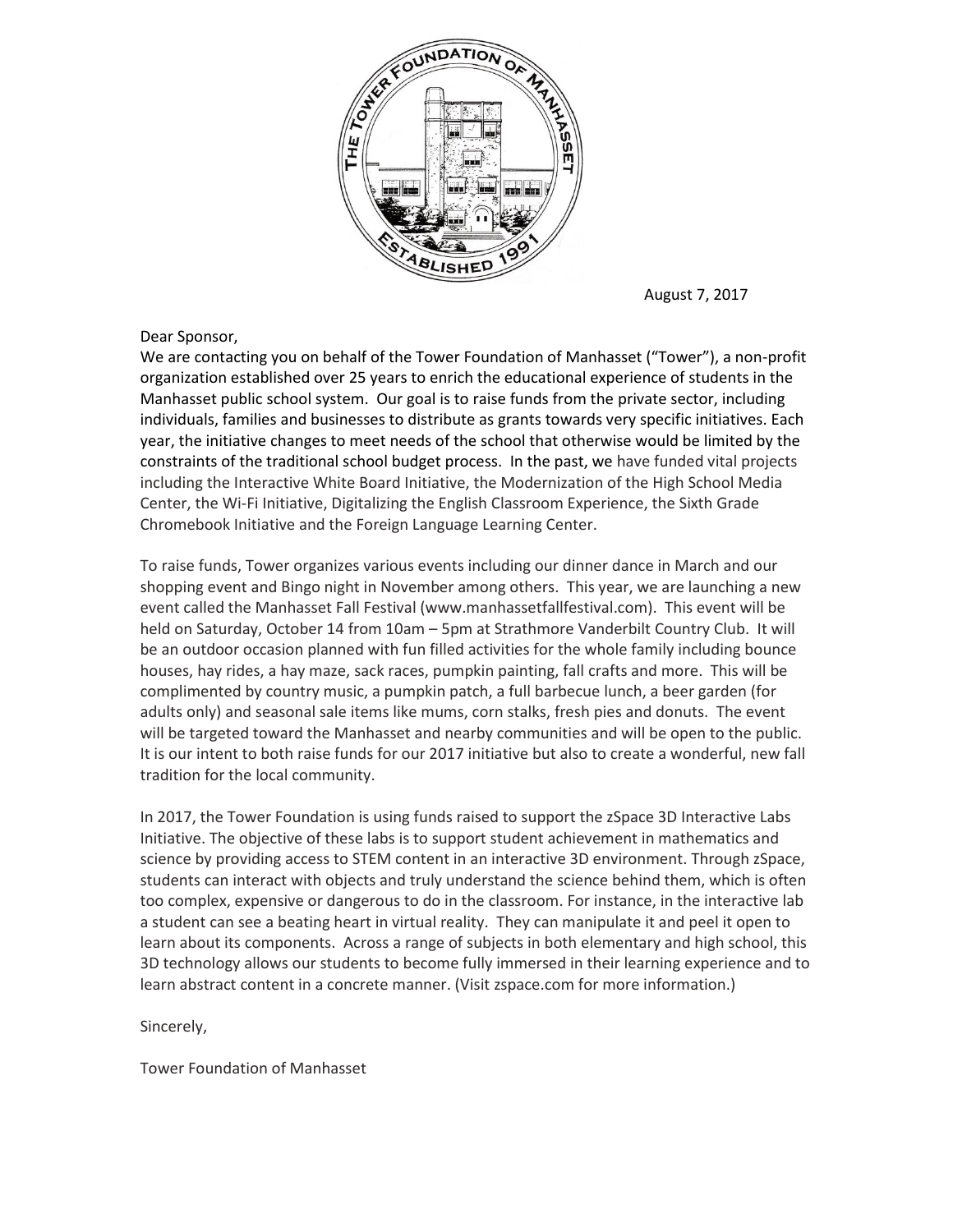August 7, 2017

Dear Sponsor,

We are contacting you on behalf of the Tower Foundation of Manhasset ("Tower"), a non-profit organization established over 25 years to enrich the educational experience of students in the Manhasset public school system. Our goal is to raise funds from the private sector, including individuals, families and businesses to distribute as grants towards very specific initiatives. Each year, the initiative changes to meet needs of the school that otherwise would be limited by the constraints of the traditional school budget process. In the past, we have funded vital projects including the Interactive White Board Initiative, the Modernization of the High School Media Center, the Wi-Fi Initiative, Digitalizing the English Classroom Experience, the Sixth Grade Chromebook Initiative and the Foreign Language Learning Center.

To raise funds, Tower organizes various events including our dinner dance in March and our shopping event and Bingo night in November among others. This year, we are launching a new event called the Manhasset Fall Festival (www.manhassetfallfestival.com). This event will be held on Saturday, October 14 from 10am – 5pm at Strathmore Vanderbilt Country Club. It will be an outdoor occasion planned with fun filled activities for the whole family including bounce houses, hay rides, a hay maze, sack races, pumpkin painting, fall crafts and more. This will be complimented by country music, a pumpkin patch, a full barbecue lunch, a beer garden (for adults only) and seasonal sale items like mums, corn stalks, fresh pies and donuts. The event will be targeted toward the Manhasset and nearby communities and will be open to the public. It is our intent to both raise funds for our 2017 initiative but also to create a wonderful, new fall tradition for the local community.

In 2017, the Tower Foundation is using funds raised to support the zSpace 3D Interactive Labs Initiative. The objective of these labs is to support student achievement in mathematics and science by providing access to STEM content in an interactive 3D environment. Through zSpace, students can interact with objects and truly understand the science behind them, which is often too complex, expensive or dangerous to do in the classroom. For instance, in the interactive lab a student can see a beating heart in virtual reality. They can manipulate it and peel it open to learn about its components. Across a range of subjects in both elementary and high school, this 3D technology allows our students to become fully immersed in their learning experience and to learn abstract content in a concrete manner. (Visit zspace.com for more information.)

Sincerely,

Tower Foundation of Manhasset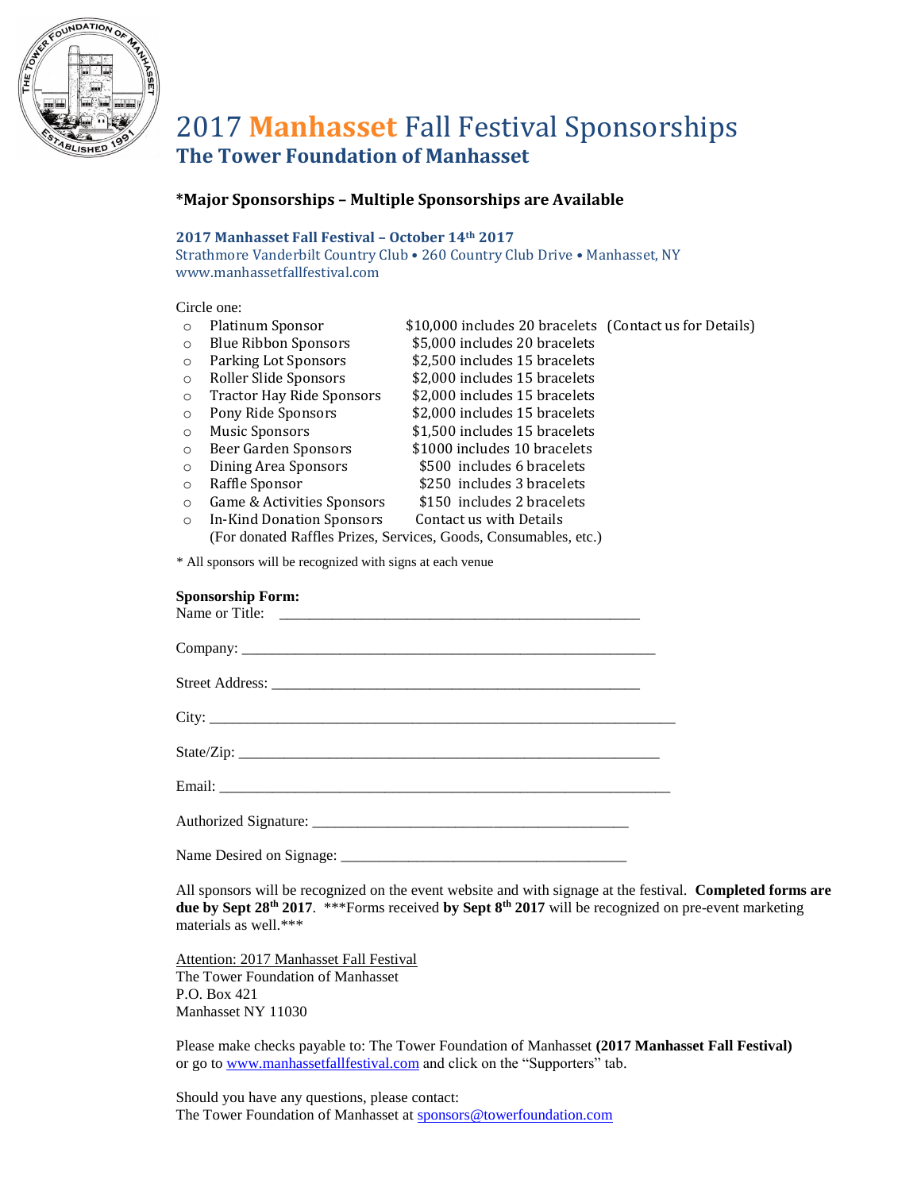# 2017 Manhasset Fall Festival Sponsorships

## The Tower Foundation of Manhasset

### *Major Sponsorships – Multiple Sponsorships are Available

**2017 Manhasset Fall Festival – October 14th 2017**
Strathmore Vanderbilt Country Club • 260 Country Club Drive • Manhasset, NY
www.manhassetfallfestival.com

Circle one:

- Platinum Sponsor — $10,000 includes 20 bracelets (Contact us for Details)
- Blue Ribbon Sponsors — $5,000 includes 20 bracelets
- Parking Lot Sponsors — $2,500 includes 15 bracelets
- Roller Slide Sponsors — $2,000 includes 15 bracelets
- Tractor Hay Ride Sponsors — $2,000 includes 15 bracelets
- Pony Ride Sponsors — $2,000 includes 15 bracelets
- Music Sponsors — $1,500 includes 15 bracelets
- Beer Garden Sponsors — $1000 includes 10 bracelets
- Dining Area Sponsors — $500 includes 6 bracelets
- Raffle Sponsor — $250 includes 3 bracelets
- Game & Activities Sponsors — $150 includes 2 bracelets
- In-Kind Donation Sponsors — Contact us with Details
  (For donated Raffles Prizes, Services, Goods, Consumables, etc.)

\* All sponsors will be recognized with signs at each venue

**Sponsorship Form:**

Name or Title: ______________________________________________

Company: ______________________________________________

Street Address: ______________________________________________

City: ______________________________________________

State/Zip: ______________________________________________

Email: ______________________________________________

Authorized Signature: ______________________________________

Name Desired on Signage: ____________________________________

All sponsors will be recognized on the event website and with signage at the festival. **Completed forms are due by Sept 28th 2017**. ***Forms received **by Sept 8th 2017** will be recognized on pre-event marketing materials as well.***

Attention: 2017 Manhasset Fall Festival
The Tower Foundation of Manhasset
P.O. Box 421
Manhasset NY 11030

Please make checks payable to: The Tower Foundation of Manhasset **(2017 Manhasset Fall Festival)** or go to www.manhassetfallfestival.com and click on the "Supporters" tab.

Should you have any questions, please contact:
The Tower Foundation of Manhasset at sponsors@towerfoundation.com